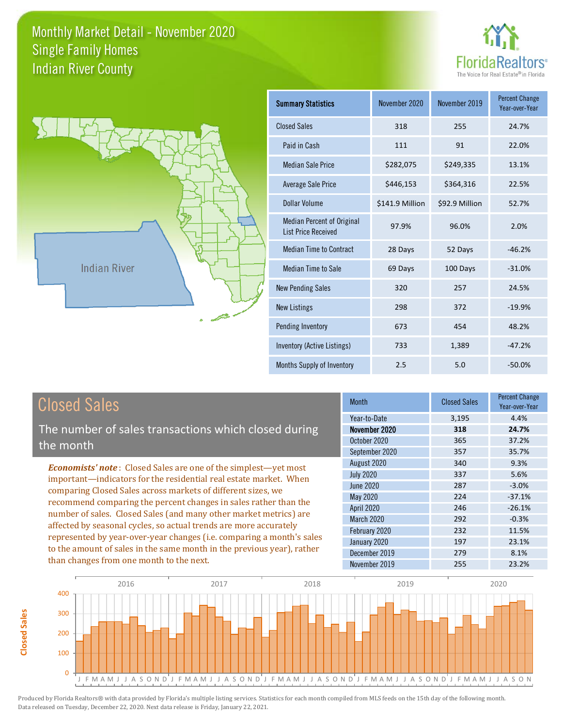# Monthly Market Detail - November 2020
## Single Family Homes
## Indian River County

FloridaRealtors®
The Voice for Real Estate® in Florida

Indian River

| Summary Statistics | November 2020 | November 2019 | Percent Change Year-over-Year |
|---|---|---|---|
| Closed Sales | 318 | 255 | 24.7% |
| Paid in Cash | 111 | 91 | 22.0% |
| Median Sale Price | $282,075 | $249,335 | 13.1% |
| Average Sale Price | $446,153 | $364,316 | 22.5% |
| Dollar Volume | $141.9 Million | $92.9 Million | 52.7% |
| Median Percent of Original List Price Received | 97.9% | 96.0% | 2.0% |
| Median Time to Contract | 28 Days | 52 Days | -46.2% |
| Median Time to Sale | 69 Days | 100 Days | -31.0% |
| New Pending Sales | 320 | 257 | 24.5% |
| New Listings | 298 | 372 | -19.9% |
| Pending Inventory | 673 | 454 | 48.2% |
| Inventory (Active Listings) | 733 | 1,389 | -47.2% |
| Months Supply of Inventory | 2.5 | 5.0 | -50.0% |

## Closed Sales

The number of sales transactions which closed during the month

***Economists' note***: Closed Sales are one of the simplest—yet most important—indicators for the residential real estate market. When comparing Closed Sales across markets of different sizes, we recommend comparing the percent changes in sales rather than the number of sales. Closed Sales (and many other market metrics) are affected by seasonal cycles, so actual trends are more accurately represented by year-over-year changes (i.e. comparing a month's sales to the amount of sales in the same month in the previous year), rather than changes from one month to the next.

| Month | Closed Sales | Percent Change Year-over-Year |
|---|---|---|
| Year-to-Date | 3,195 | 4.4% |
| **November 2020** | **318** | **24.7%** |
| October 2020 | 365 | 37.2% |
| September 2020 | 357 | 35.7% |
| August 2020 | 340 | 9.3% |
| July 2020 | 337 | 5.6% |
| June 2020 | 287 | -3.0% |
| May 2020 | 224 | -37.1% |
| April 2020 | 246 | -26.1% |
| March 2020 | 292 | -0.3% |
| February 2020 | 232 | 11.5% |
| January 2020 | 197 | 23.1% |
| December 2019 | 279 | 8.1% |
| November 2019 | 255 | 23.2% |

Produced by Florida Realtors® with data provided by Florida's multiple listing services. Statistics for each month compiled from MLS feeds on the 15th day of the following month. Data released on Tuesday, December 22, 2020. Next data release is Friday, January 22, 2021.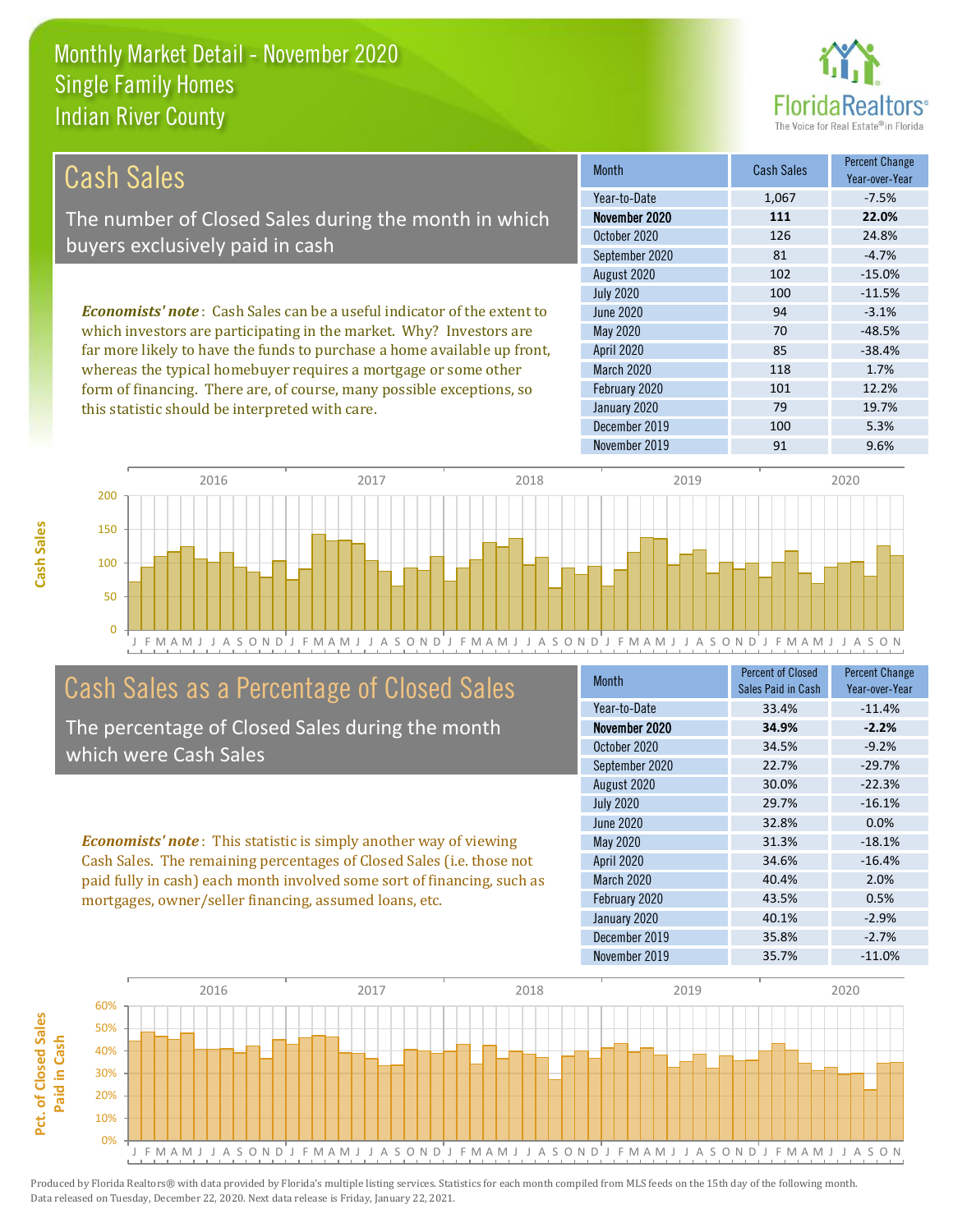# Monthly Market Detail - November 2020
## Single Family Homes
## Indian River County

## Cash Sales

The number of Closed Sales during the month in which buyers exclusively paid in cash

*Economists' note*: Cash Sales can be a useful indicator of the extent to which investors are participating in the market. Why? Investors are far more likely to have the funds to purchase a home available up front, whereas the typical homebuyer requires a mortgage or some other form of financing. There are, of course, many possible exceptions, so this statistic should be interpreted with care.

| Month | Cash Sales | Percent Change Year-over-Year |
|---|---|---|
| Year-to-Date | 1,067 | -7.5% |
| **November 2020** | **111** | **22.0%** |
| October 2020 | 126 | 24.8% |
| September 2020 | 81 | -4.7% |
| August 2020 | 102 | -15.0% |
| July 2020 | 100 | -11.5% |
| June 2020 | 94 | -3.1% |
| May 2020 | 70 | -48.5% |
| April 2020 | 85 | -38.4% |
| March 2020 | 118 | 1.7% |
| February 2020 | 101 | 12.2% |
| January 2020 | 79 | 19.7% |
| December 2019 | 100 | 5.3% |
| November 2019 | 91 | 9.6% |

## Cash Sales as a Percentage of Closed Sales

The percentage of Closed Sales during the month which were Cash Sales

*Economists' note*: This statistic is simply another way of viewing Cash Sales. The remaining percentages of Closed Sales (i.e. those not paid fully in cash) each month involved some sort of financing, such as mortgages, owner/seller financing, assumed loans, etc.

| Month | Percent of Closed Sales Paid in Cash | Percent Change Year-over-Year |
|---|---|---|
| Year-to-Date | 33.4% | -11.4% |
| **November 2020** | **34.9%** | **-2.2%** |
| October 2020 | 34.5% | -9.2% |
| September 2020 | 22.7% | -29.7% |
| August 2020 | 30.0% | -22.3% |
| July 2020 | 29.7% | -16.1% |
| June 2020 | 32.8% | 0.0% |
| May 2020 | 31.3% | -18.1% |
| April 2020 | 34.6% | -16.4% |
| March 2020 | 40.4% | 2.0% |
| February 2020 | 43.5% | 0.5% |
| January 2020 | 40.1% | -2.9% |
| December 2019 | 35.8% | -2.7% |
| November 2019 | 35.7% | -11.0% |

Produced by Florida Realtors® with data provided by Florida's multiple listing services. Statistics for each month compiled from MLS feeds on the 15th day of the following month. Data released on Tuesday, December 22, 2020. Next data release is Friday, January 22, 2021.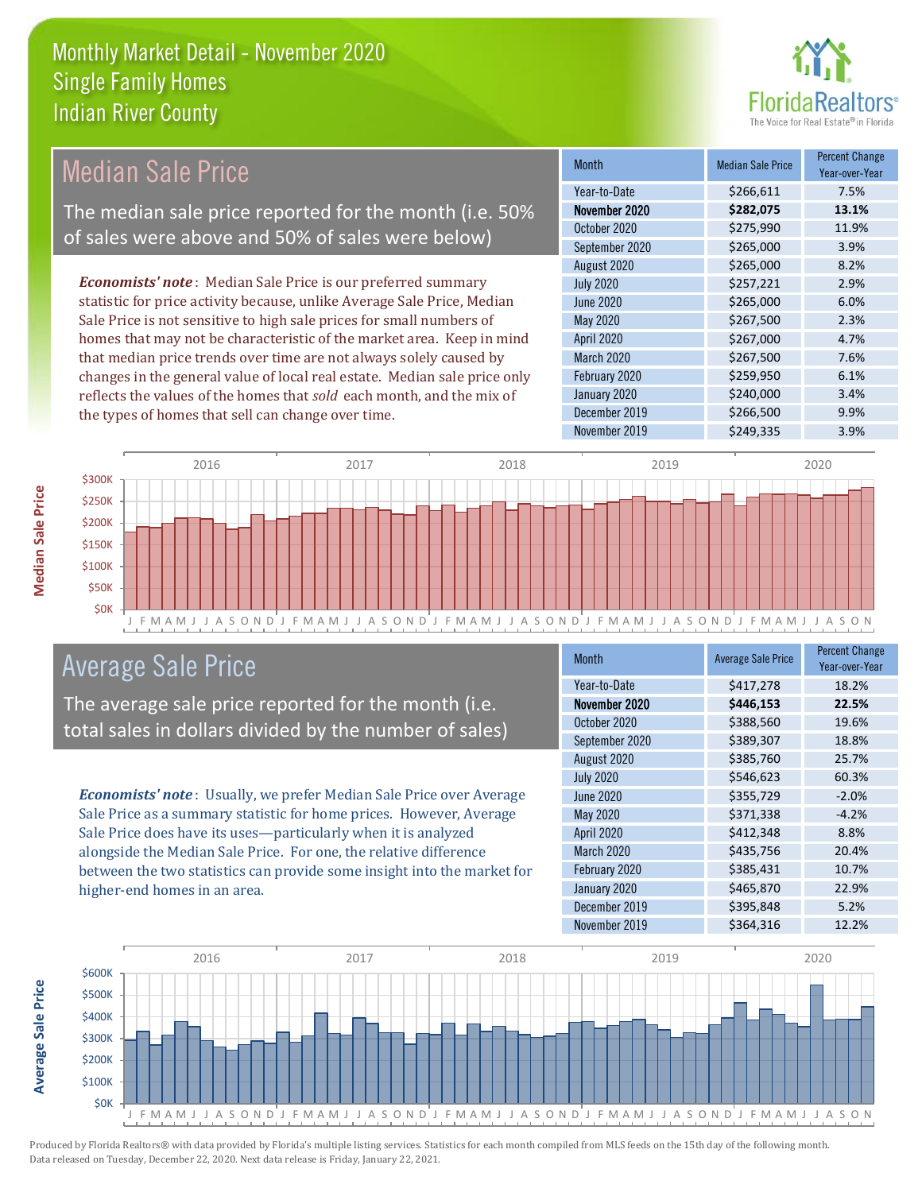# Monthly Market Detail - November 2020
## Single Family Homes
## Indian River County

## Median Sale Price

The median sale price reported for the month (i.e. 50% of sales were above and 50% of sales were below)

*Economists' note*: Median Sale Price is our preferred summary statistic for price activity because, unlike Average Sale Price, Median Sale Price is not sensitive to high sale prices for small numbers of homes that may not be characteristic of the market area. Keep in mind that median price trends over time are not always solely caused by changes in the general value of local real estate. Median sale price only reflects the values of the homes that *sold* each month, and the mix of the types of homes that sell can change over time.

| Month | Median Sale Price | Percent Change Year-over-Year |
|---|---|---|
| Year-to-Date | $266,611 | 7.5% |
| **November 2020** | **$282,075** | **13.1%** |
| October 2020 | $275,990 | 11.9% |
| September 2020 | $265,000 | 3.9% |
| August 2020 | $265,000 | 8.2% |
| July 2020 | $257,221 | 2.9% |
| June 2020 | $265,000 | 6.0% |
| May 2020 | $267,500 | 2.3% |
| April 2020 | $267,000 | 4.7% |
| March 2020 | $267,500 | 7.6% |
| February 2020 | $259,950 | 6.1% |
| January 2020 | $240,000 | 3.4% |
| December 2019 | $266,500 | 9.9% |
| November 2019 | $249,335 | 3.9% |

## Average Sale Price

The average sale price reported for the month (i.e. total sales in dollars divided by the number of sales)

*Economists' note*: Usually, we prefer Median Sale Price over Average Sale Price as a summary statistic for home prices. However, Average Sale Price does have its uses—particularly when it is analyzed alongside the Median Sale Price. For one, the relative difference between the two statistics can provide some insight into the market for higher-end homes in an area.

| Month | Average Sale Price | Percent Change Year-over-Year |
|---|---|---|
| Year-to-Date | $417,278 | 18.2% |
| **November 2020** | **$446,153** | **22.5%** |
| October 2020 | $388,560 | 19.6% |
| September 2020 | $389,307 | 18.8% |
| August 2020 | $385,760 | 25.7% |
| July 2020 | $546,623 | 60.3% |
| June 2020 | $355,729 | -2.0% |
| May 2020 | $371,338 | -4.2% |
| April 2020 | $412,348 | 8.8% |
| March 2020 | $435,756 | 20.4% |
| February 2020 | $385,431 | 10.7% |
| January 2020 | $465,870 | 22.9% |
| December 2019 | $395,848 | 5.2% |
| November 2019 | $364,316 | 12.2% |

Produced by Florida Realtors® with data provided by Florida's multiple listing services. Statistics for each month compiled from MLS feeds on the 15th day of the following month. Data released on Tuesday, December 22, 2020. Next data release is Friday, January 22, 2021.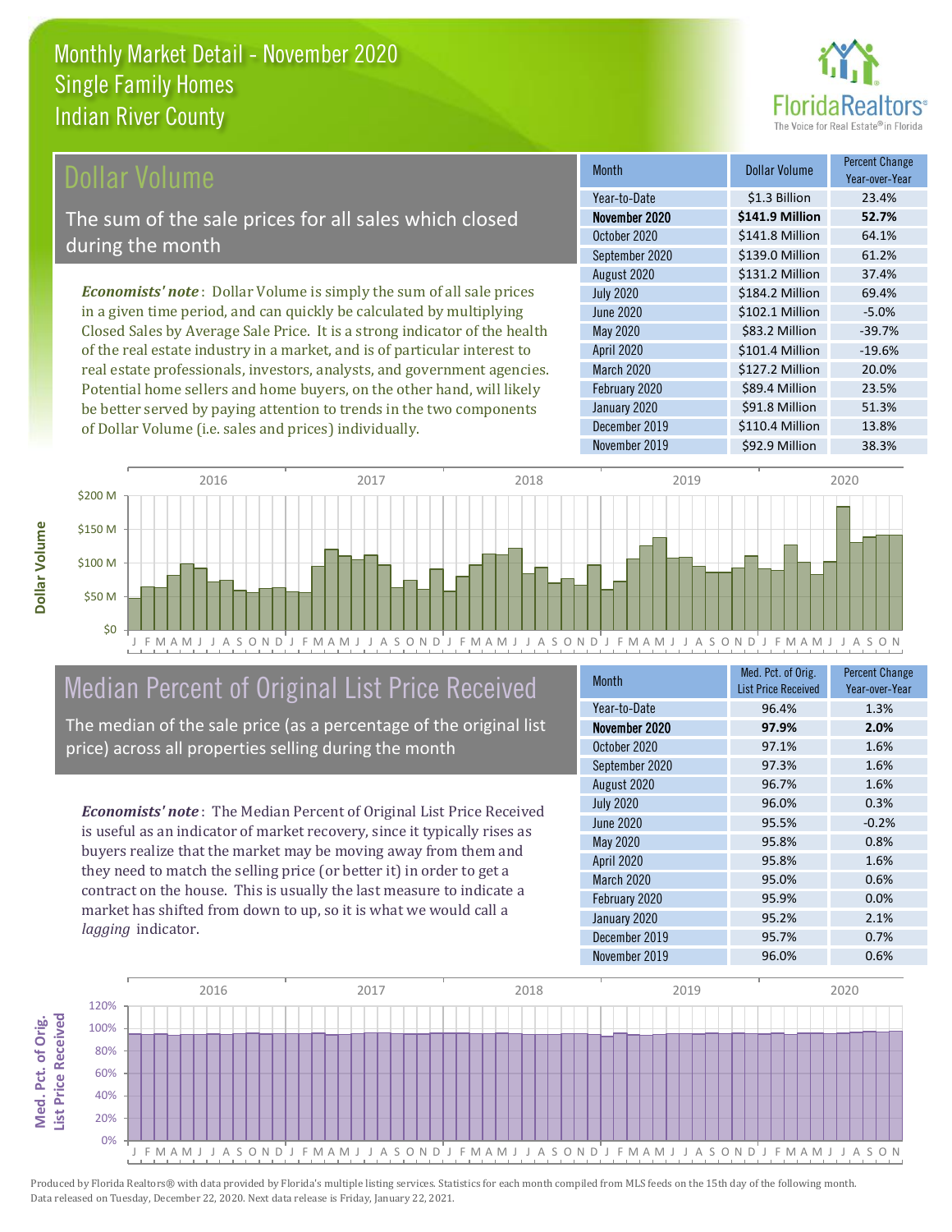# Monthly Market Detail - November 2020
## Single Family Homes
## Indian River County

## Dollar Volume

The sum of the sale prices for all sales which closed during the month

***Economists' note***: Dollar Volume is simply the sum of all sale prices in a given time period, and can quickly be calculated by multiplying Closed Sales by Average Sale Price. It is a strong indicator of the health of the real estate industry in a market, and is of particular interest to real estate professionals, investors, analysts, and government agencies. Potential home sellers and home buyers, on the other hand, will likely be better served by paying attention to trends in the two components of Dollar Volume (i.e. sales and prices) individually.

| Month | Dollar Volume | Percent Change Year-over-Year |
|---|---|---|
| Year-to-Date | $1.3 Billion | 23.4% |
| **November 2020** | **$141.9 Million** | **52.7%** |
| October 2020 | $141.8 Million | 64.1% |
| September 2020 | $139.0 Million | 61.2% |
| August 2020 | $131.2 Million | 37.4% |
| July 2020 | $184.2 Million | 69.4% |
| June 2020 | $102.1 Million | -5.0% |
| May 2020 | $83.2 Million | -39.7% |
| April 2020 | $101.4 Million | -19.6% |
| March 2020 | $127.2 Million | 20.0% |
| February 2020 | $89.4 Million | 23.5% |
| January 2020 | $91.8 Million | 51.3% |
| December 2019 | $110.4 Million | 13.8% |
| November 2019 | $92.9 Million | 38.3% |

## Median Percent of Original List Price Received

The median of the sale price (as a percentage of the original list price) across all properties selling during the month

***Economists' note***: The Median Percent of Original List Price Received is useful as an indicator of market recovery, since it typically rises as buyers realize that the market may be moving away from them and they need to match the selling price (or better it) in order to get a contract on the house. This is usually the last measure to indicate a market has shifted from down to up, so it is what we would call a *lagging* indicator.

| Month | Med. Pct. of Orig. List Price Received | Percent Change Year-over-Year |
|---|---|---|
| Year-to-Date | 96.4% | 1.3% |
| **November 2020** | **97.9%** | **2.0%** |
| October 2020 | 97.1% | 1.6% |
| September 2020 | 97.3% | 1.6% |
| August 2020 | 96.7% | 1.6% |
| July 2020 | 96.0% | 0.3% |
| June 2020 | 95.5% | -0.2% |
| May 2020 | 95.8% | 0.8% |
| April 2020 | 95.8% | 1.6% |
| March 2020 | 95.0% | 0.6% |
| February 2020 | 95.9% | 0.0% |
| January 2020 | 95.2% | 2.1% |
| December 2019 | 95.7% | 0.7% |
| November 2019 | 96.0% | 0.6% |

Produced by Florida Realtors® with data provided by Florida's multiple listing services. Statistics for each month compiled from MLS feeds on the 15th day of the following month. Data released on Tuesday, December 22, 2020. Next data release is Friday, January 22, 2021.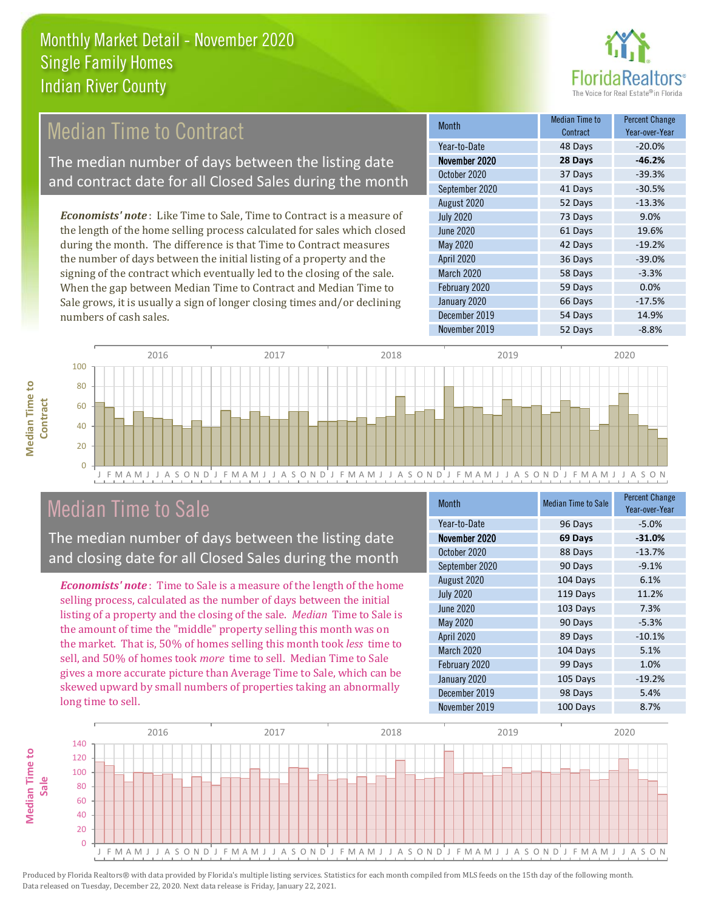# Monthly Market Detail - November 2020
## Single Family Homes
## Indian River County

## Median Time to Contract

The median number of days between the listing date and contract date for all Closed Sales during the month

*Economists' note*: Like Time to Sale, Time to Contract is a measure of the length of the home selling process calculated for sales which closed during the month. The difference is that Time to Contract measures the number of days between the initial listing of a property and the signing of the contract which eventually led to the closing of the sale. When the gap between Median Time to Contract and Median Time to Sale grows, it is usually a sign of longer closing times and/or declining numbers of cash sales.

| Month | Median Time to Contract | Percent Change Year-over-Year |
|---|---|---|
| Year-to-Date | 48 Days | -20.0% |
| **November 2020** | **28 Days** | **-46.2%** |
| October 2020 | 37 Days | -39.3% |
| September 2020 | 41 Days | -30.5% |
| August 2020 | 52 Days | -13.3% |
| July 2020 | 73 Days | 9.0% |
| June 2020 | 61 Days | 19.6% |
| May 2020 | 42 Days | -19.2% |
| April 2020 | 36 Days | -39.0% |
| March 2020 | 58 Days | -3.3% |
| February 2020 | 59 Days | 0.0% |
| January 2020 | 66 Days | -17.5% |
| December 2019 | 54 Days | 14.9% |
| November 2019 | 52 Days | -8.8% |

## Median Time to Sale

The median number of days between the listing date and closing date for all Closed Sales during the month

*Economists' note*: Time to Sale is a measure of the length of the home selling process, calculated as the number of days between the initial listing of a property and the closing of the sale. *Median* Time to Sale is the amount of time the "middle" property selling this month was on the market. That is, 50% of homes selling this month took *less* time to sell, and 50% of homes took *more* time to sell. Median Time to Sale gives a more accurate picture than Average Time to Sale, which can be skewed upward by small numbers of properties taking an abnormally long time to sell.

| Month | Median Time to Sale | Percent Change Year-over-Year |
|---|---|---|
| Year-to-Date | 96 Days | -5.0% |
| **November 2020** | **69 Days** | **-31.0%** |
| October 2020 | 88 Days | -13.7% |
| September 2020 | 90 Days | -9.1% |
| August 2020 | 104 Days | 6.1% |
| July 2020 | 119 Days | 11.2% |
| June 2020 | 103 Days | 7.3% |
| May 2020 | 90 Days | -5.3% |
| April 2020 | 89 Days | -10.1% |
| March 2020 | 104 Days | 5.1% |
| February 2020 | 99 Days | 1.0% |
| January 2020 | 105 Days | -19.2% |
| December 2019 | 98 Days | 5.4% |
| November 2019 | 100 Days | 8.7% |

Produced by Florida Realtors® with data provided by Florida's multiple listing services. Statistics for each month compiled from MLS feeds on the 15th day of the following month. Data released on Tuesday, December 22, 2020. Next data release is Friday, January 22, 2021.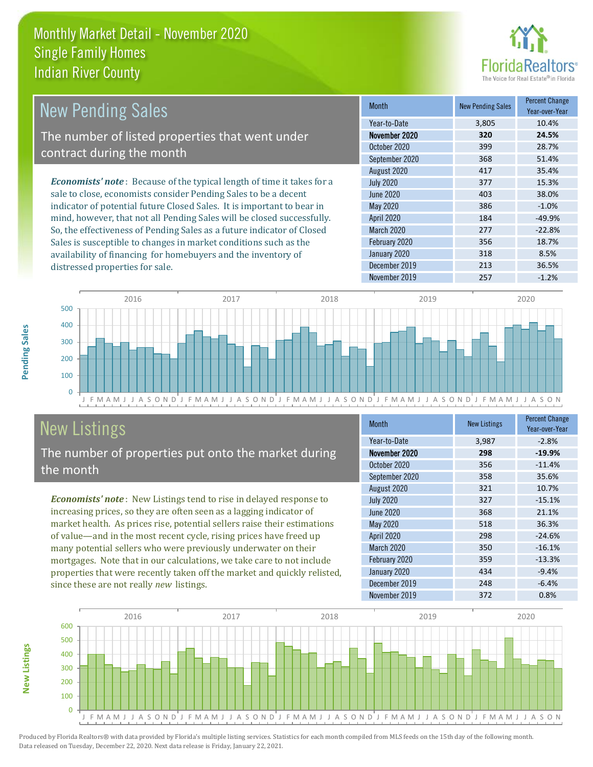# Monthly Market Detail - November 2020
## Single Family Homes
## Indian River County

## New Pending Sales

The number of listed properties that went under contract during the month

*Economists' note*: Because of the typical length of time it takes for a sale to close, economists consider Pending Sales to be a decent indicator of potential future Closed Sales. It is important to bear in mind, however, that not all Pending Sales will be closed successfully. So, the effectiveness of Pending Sales as a future indicator of Closed Sales is susceptible to changes in market conditions such as the availability of financing for homebuyers and the inventory of distressed properties for sale.

| Month | New Pending Sales | Percent Change Year-over-Year |
|---|---|---|
| Year-to-Date | 3,805 | 10.4% |
| **November 2020** | **320** | **24.5%** |
| October 2020 | 399 | 28.7% |
| September 2020 | 368 | 51.4% |
| August 2020 | 417 | 35.4% |
| July 2020 | 377 | 15.3% |
| June 2020 | 403 | 38.0% |
| May 2020 | 386 | -1.0% |
| April 2020 | 184 | -49.9% |
| March 2020 | 277 | -22.8% |
| February 2020 | 356 | 18.7% |
| January 2020 | 318 | 8.5% |
| December 2019 | 213 | 36.5% |
| November 2019 | 257 | -1.2% |

## New Listings

The number of properties put onto the market during the month

*Economists' note*: New Listings tend to rise in delayed response to increasing prices, so they are often seen as a lagging indicator of market health. As prices rise, potential sellers raise their estimations of value—and in the most recent cycle, rising prices have freed up many potential sellers who were previously underwater on their mortgages. Note that in our calculations, we take care to not include properties that were recently taken off the market and quickly relisted, since these are not really *new* listings.

| Month | New Listings | Percent Change Year-over-Year |
|---|---|---|
| Year-to-Date | 3,987 | -2.8% |
| **November 2020** | **298** | **-19.9%** |
| October 2020 | 356 | -11.4% |
| September 2020 | 358 | 35.6% |
| August 2020 | 321 | 10.7% |
| July 2020 | 327 | -15.1% |
| June 2020 | 368 | 21.1% |
| May 2020 | 518 | 36.3% |
| April 2020 | 298 | -24.6% |
| March 2020 | 350 | -16.1% |
| February 2020 | 359 | -13.3% |
| January 2020 | 434 | -9.4% |
| December 2019 | 248 | -6.4% |
| November 2019 | 372 | 0.8% |

Produced by Florida Realtors® with data provided by Florida's multiple listing services. Statistics for each month compiled from MLS feeds on the 15th day of the following month. Data released on Tuesday, December 22, 2020. Next data release is Friday, January 22, 2021.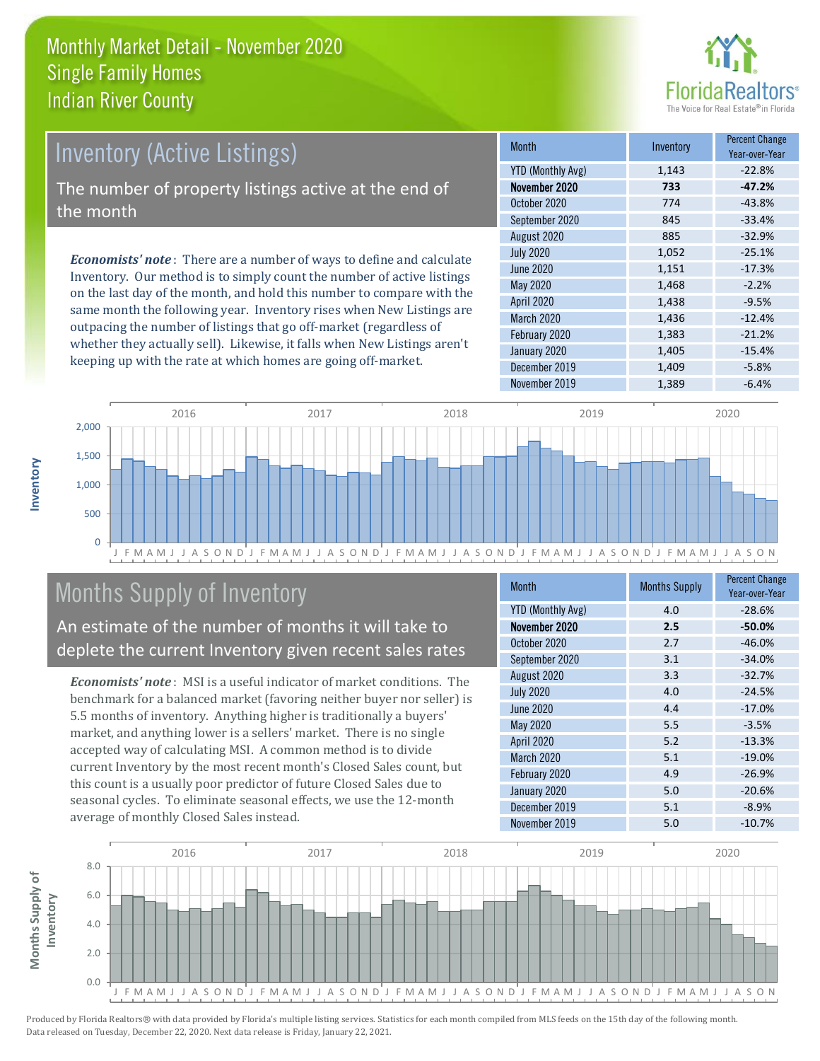# Monthly Market Detail - November 2020
## Single Family Homes
## Indian River County

## Inventory (Active Listings)

The number of property listings active at the end of the month

***Economists' note***: There are a number of ways to define and calculate Inventory. Our method is to simply count the number of active listings on the last day of the month, and hold this number to compare with the same month the following year. Inventory rises when New Listings are outpacing the number of listings that go off-market (regardless of whether they actually sell). Likewise, it falls when New Listings aren't keeping up with the rate at which homes are going off-market.

| Month | Inventory | Percent Change Year-over-Year |
|---|---|---|
| YTD (Monthly Avg) | 1,143 | -22.8% |
| **November 2020** | **733** | **-47.2%** |
| October 2020 | 774 | -43.8% |
| September 2020 | 845 | -33.4% |
| August 2020 | 885 | -32.9% |
| July 2020 | 1,052 | -25.1% |
| June 2020 | 1,151 | -17.3% |
| May 2020 | 1,468 | -2.2% |
| April 2020 | 1,438 | -9.5% |
| March 2020 | 1,436 | -12.4% |
| February 2020 | 1,383 | -21.2% |
| January 2020 | 1,405 | -15.4% |
| December 2019 | 1,409 | -5.8% |
| November 2019 | 1,389 | -6.4% |

## Months Supply of Inventory

An estimate of the number of months it will take to deplete the current Inventory given recent sales rates

***Economists' note***: MSI is a useful indicator of market conditions. The benchmark for a balanced market (favoring neither buyer nor seller) is 5.5 months of inventory. Anything higher is traditionally a buyers' market, and anything lower is a sellers' market. There is no single accepted way of calculating MSI. A common method is to divide current Inventory by the most recent month's Closed Sales count, but this count is a usually poor predictor of future Closed Sales due to seasonal cycles. To eliminate seasonal effects, we use the 12-month average of monthly Closed Sales instead.

| Month | Months Supply | Percent Change Year-over-Year |
|---|---|---|
| YTD (Monthly Avg) | 4.0 | -28.6% |
| **November 2020** | **2.5** | **-50.0%** |
| October 2020 | 2.7 | -46.0% |
| September 2020 | 3.1 | -34.0% |
| August 2020 | 3.3 | -32.7% |
| July 2020 | 4.0 | -24.5% |
| June 2020 | 4.4 | -17.0% |
| May 2020 | 5.5 | -3.5% |
| April 2020 | 5.2 | -13.3% |
| March 2020 | 5.1 | -19.0% |
| February 2020 | 4.9 | -26.9% |
| January 2020 | 5.0 | -20.6% |
| December 2019 | 5.1 | -8.9% |
| November 2019 | 5.0 | -10.7% |

Produced by Florida Realtors® with data provided by Florida's multiple listing services. Statistics for each month compiled from MLS feeds on the 15th day of the following month. Data released on Tuesday, December 22, 2020. Next data release is Friday, January 22, 2021.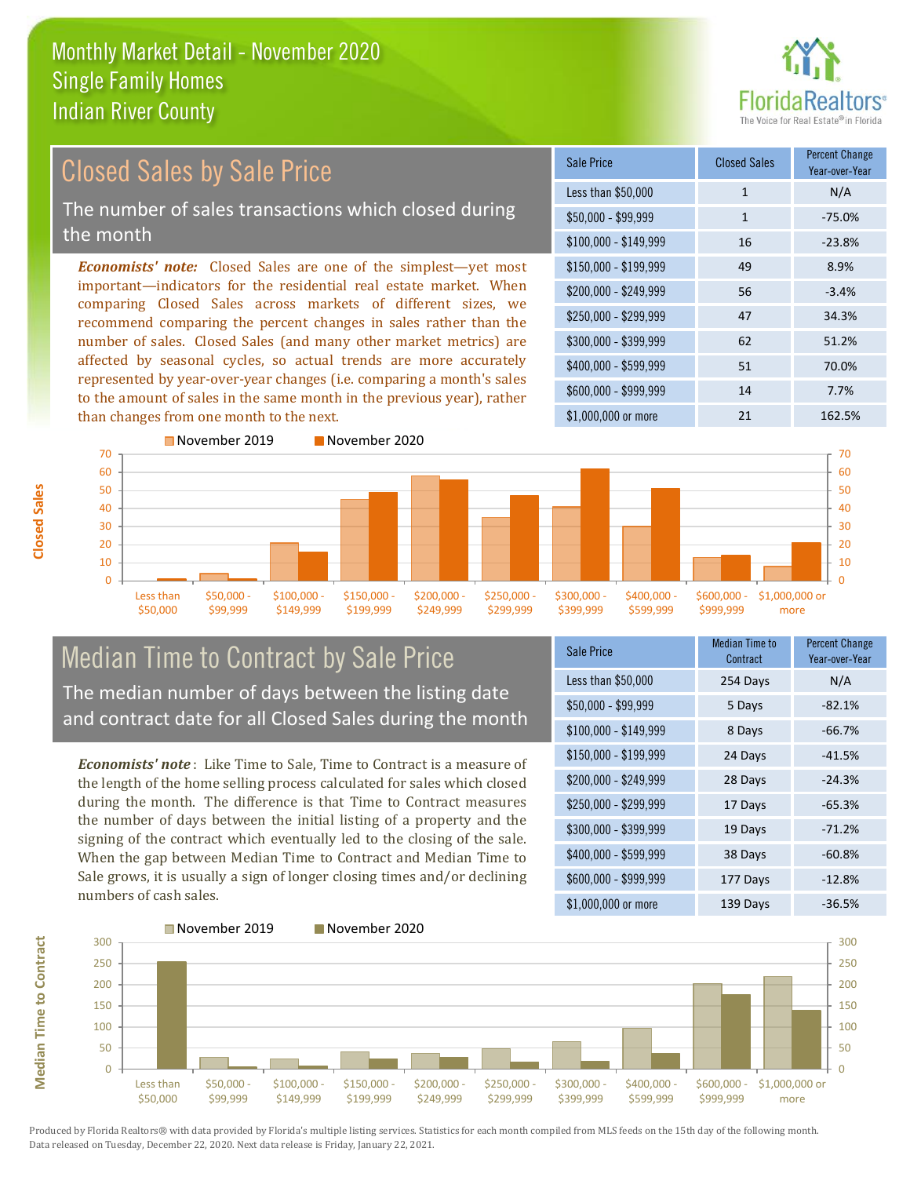# Monthly Market Detail - November 2020
## Single Family Homes
## Indian River County

FloridaRealtors® The Voice for Real Estate® in Florida

## Closed Sales by Sale Price

The number of sales transactions which closed during the month

*Economists' note:* Closed Sales are one of the simplest—yet most important—indicators for the residential real estate market. When comparing Closed Sales across markets of different sizes, we recommend comparing the percent changes in sales rather than the number of sales. Closed Sales (and many other market metrics) are affected by seasonal cycles, so actual trends are more accurately represented by year-over-year changes (i.e. comparing a month's sales to the amount of sales in the same month in the previous year), rather than changes from one month to the next.

| Sale Price | Closed Sales | Percent Change Year-over-Year |
|---|---|---|
| Less than $50,000 | 1 | N/A |
| $50,000 - $99,999 | 1 | -75.0% |
| $100,000 - $149,999 | 16 | -23.8% |
| $150,000 - $199,999 | 49 | 8.9% |
| $200,000 - $249,999 | 56 | -3.4% |
| $250,000 - $299,999 | 47 | 34.3% |
| $300,000 - $399,999 | 62 | 51.2% |
| $400,000 - $599,999 | 51 | 70.0% |
| $600,000 - $999,999 | 14 | 7.7% |
| $1,000,000 or more | 21 | 162.5% |

## Median Time to Contract by Sale Price

The median number of days between the listing date and contract date for all Closed Sales during the month

*Economists' note*: Like Time to Sale, Time to Contract is a measure of the length of the home selling process calculated for sales which closed during the month. The difference is that Time to Contract measures the number of days between the initial listing of a property and the signing of the contract which eventually led to the closing of the sale. When the gap between Median Time to Contract and Median Time to Sale grows, it is usually a sign of longer closing times and/or declining numbers of cash sales.

| Sale Price | Median Time to Contract | Percent Change Year-over-Year |
|---|---|---|
| Less than $50,000 | 254 Days | N/A |
| $50,000 - $99,999 | 5 Days | -82.1% |
| $100,000 - $149,999 | 8 Days | -66.7% |
| $150,000 - $199,999 | 24 Days | -41.5% |
| $200,000 - $249,999 | 28 Days | -24.3% |
| $250,000 - $299,999 | 17 Days | -65.3% |
| $300,000 - $399,999 | 19 Days | -71.2% |
| $400,000 - $599,999 | 38 Days | -60.8% |
| $600,000 - $999,999 | 177 Days | -12.8% |
| $1,000,000 or more | 139 Days | -36.5% |

Produced by Florida Realtors® with data provided by Florida's multiple listing services. Statistics for each month compiled from MLS feeds on the 15th day of the following month. Data released on Tuesday, December 22, 2020. Next data release is Friday, January 22, 2021.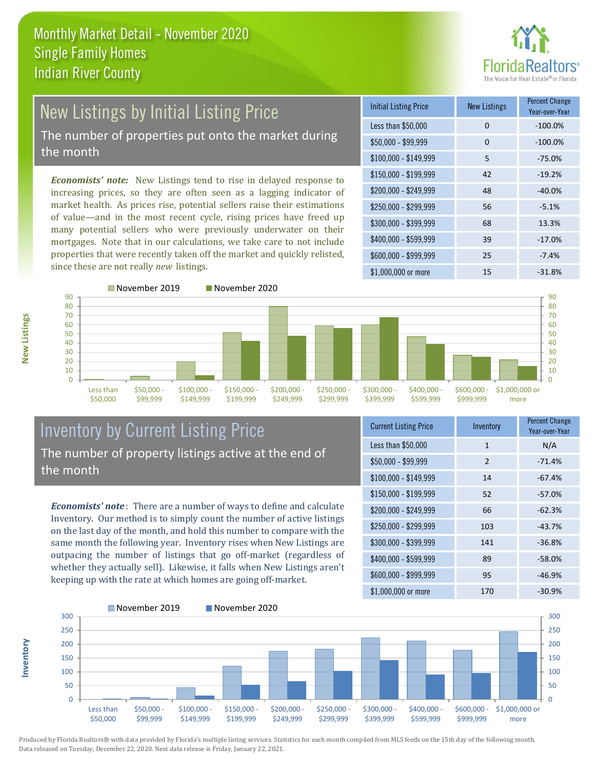# Monthly Market Detail - November 2020
## Single Family Homes
## Indian River County

## New Listings by Initial Listing Price

The number of properties put onto the market during the month

*Economists' note:* New Listings tend to rise in delayed response to increasing prices, so they are often seen as a lagging indicator of market health. As prices rise, potential sellers raise their estimations of value—and in the most recent cycle, rising prices have freed up many potential sellers who were previously underwater on their mortgages. Note that in our calculations, we take care to not include properties that were recently taken off the market and quickly relisted, since these are not really *new* listings.

| Initial Listing Price | New Listings | Percent Change Year-over-Year |
|---|---|---|
| Less than $50,000 | 0 | -100.0% |
| $50,000 - $99,999 | 0 | -100.0% |
| $100,000 - $149,999 | 5 | -75.0% |
| $150,000 - $199,999 | 42 | -19.2% |
| $200,000 - $249,999 | 48 | -40.0% |
| $250,000 - $299,999 | 56 | -5.1% |
| $300,000 - $399,999 | 68 | 13.3% |
| $400,000 - $599,999 | 39 | -17.0% |
| $600,000 - $999,999 | 25 | -7.4% |
| $1,000,000 or more | 15 | -31.8% |

## Inventory by Current Listing Price

The number of property listings active at the end of the month

*Economists' note*: There are a number of ways to define and calculate Inventory. Our method is to simply count the number of active listings on the last day of the month, and hold this number to compare with the same month the following year. Inventory rises when New Listings are outpacing the number of listings that go off-market (regardless of whether they actually sell). Likewise, it falls when New Listings aren't keeping up with the rate at which homes are going off-market.

| Current Listing Price | Inventory | Percent Change Year-over-Year |
|---|---|---|
| Less than $50,000 | 1 | N/A |
| $50,000 - $99,999 | 2 | -71.4% |
| $100,000 - $149,999 | 14 | -67.4% |
| $150,000 - $199,999 | 52 | -57.0% |
| $200,000 - $249,999 | 66 | -62.3% |
| $250,000 - $299,999 | 103 | -43.7% |
| $300,000 - $399,999 | 141 | -36.8% |
| $400,000 - $599,999 | 89 | -58.0% |
| $600,000 - $999,999 | 95 | -46.9% |
| $1,000,000 or more | 170 | -30.9% |

Produced by Florida Realtors® with data provided by Florida's multiple listing services. Statistics for each month compiled from MLS feeds on the 15th day of the following month. Data released on Tuesday, December 22, 2020. Next data release is Friday, January 22, 2021.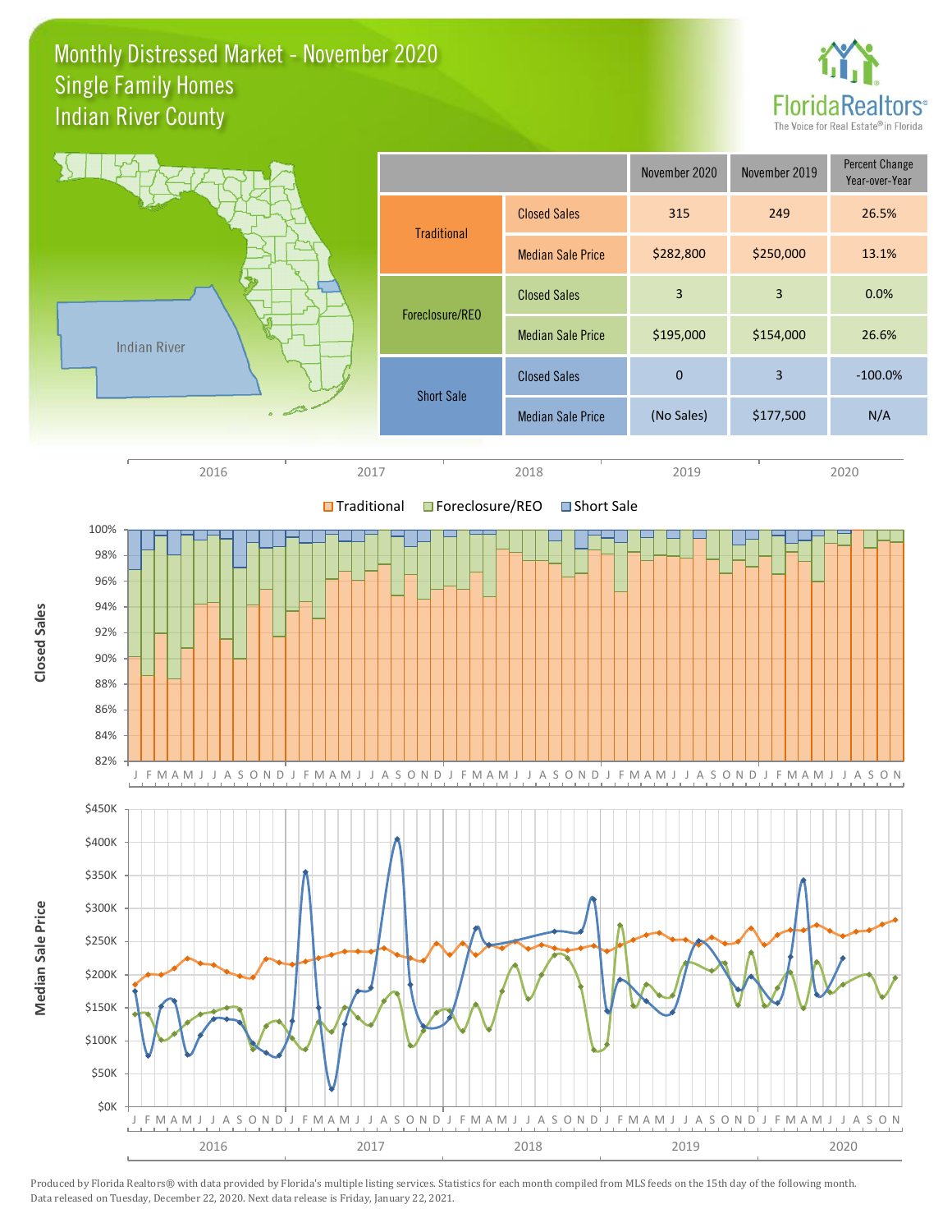# Monthly Distressed Market - November 2020
## Single Family Homes
## Indian River County

FloridaRealtors®
The Voice for Real Estate® in Florida

Indian River

| | | November 2020 | November 2019 | Percent Change Year-over-Year |
|---|---|---|---|---|
| Traditional | Closed Sales | 315 | 249 | 26.5% |
| | Median Sale Price | $282,800 | $250,000 | 13.1% |
| Foreclosure/REO | Closed Sales | 3 | 3 | 0.0% |
| | Median Sale Price | $195,000 | $154,000 | 26.6% |
| Short Sale | Closed Sales | 0 | 3 | -100.0% |
| | Median Sale Price | (No Sales) | $177,500 | N/A |

2016 2017 2018 2019 2020

Traditional Foreclosure/REO Short Sale

Closed Sales

100% 98% 96% 94% 92% 90% 88% 86% 84% 82%

J F M A M J J A S O N D J F M A M J J A S O N D J F M A M J J A S O N D J F M A M J J A S O N D J F M A M J J A S O N

Median Sale Price

$450K $400K $350K $300K $250K $200K $150K $100K $50K $0K

J F M A M J J A S O N D J F M A M J J A S O N D J F M A M J J A S O N D J F M A M J J A S O N D J F M A M J J A S O N

2016 2017 2018 2019 2020

Produced by Florida Realtors® with data provided by Florida's multiple listing services. Statistics for each month compiled from MLS feeds on the 15th day of the following month. Data released on Tuesday, December 22, 2020. Next data release is Friday, January 22, 2021.